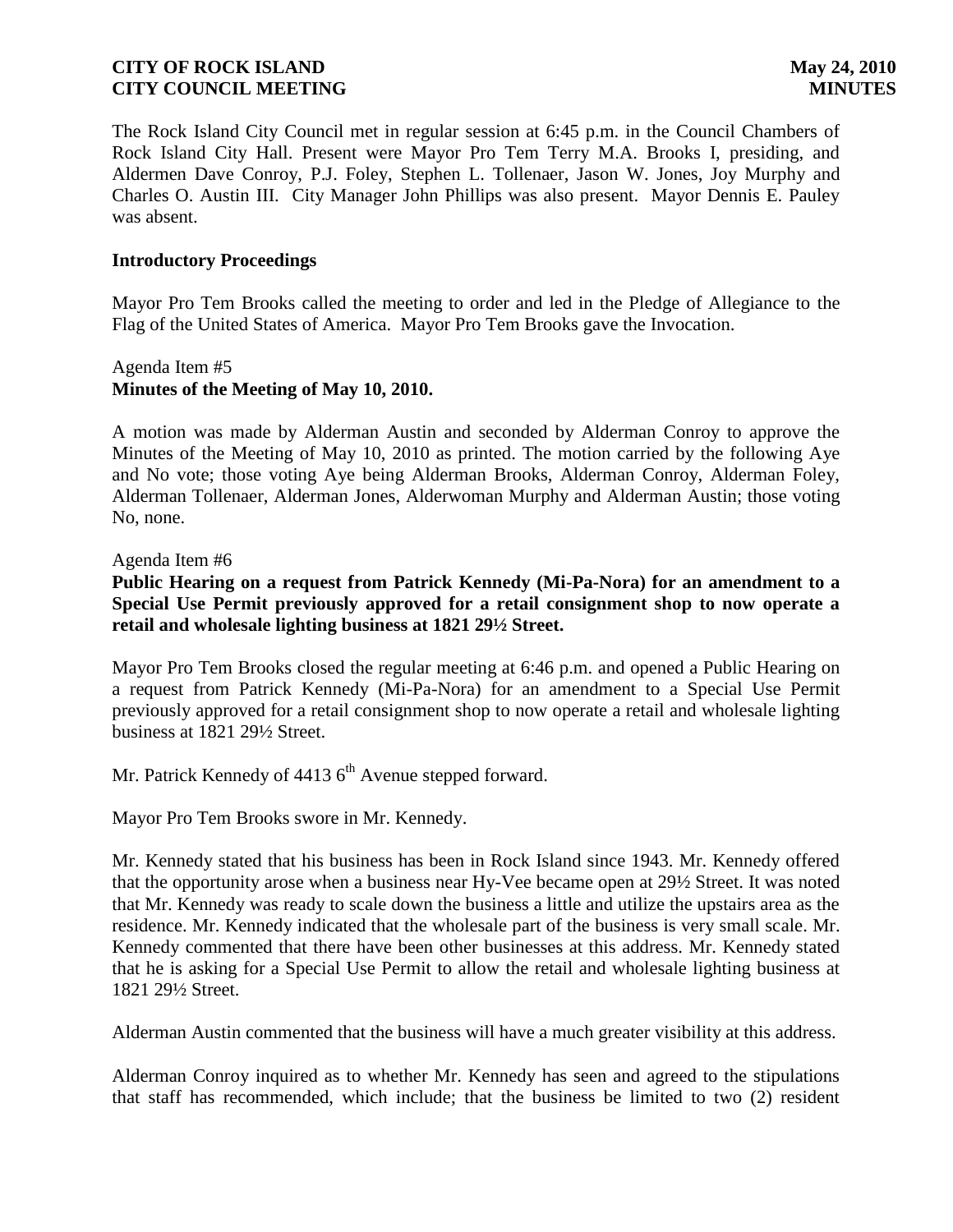The Rock Island City Council met in regular session at 6:45 p.m. in the Council Chambers of Rock Island City Hall. Present were Mayor Pro Tem Terry M.A. Brooks I, presiding, and Aldermen Dave Conroy, P.J. Foley, Stephen L. Tollenaer, Jason W. Jones, Joy Murphy and Charles O. Austin III. City Manager John Phillips was also present. Mayor Dennis E. Pauley was absent.

**Introductory Proceedings**

Mayor Pro Tem Brooks called the meeting to order and led in the Pledge of Allegiance to the Flag of the United States of America. Mayor Pro Tem Brooks gave the Invocation.

Agenda Item #5
**Minutes of the Meeting of May 10, 2010.**

A motion was made by Alderman Austin and seconded by Alderman Conroy to approve the Minutes of the Meeting of May 10, 2010 as printed. The motion carried by the following Aye and No vote; those voting Aye being Alderman Brooks, Alderman Conroy, Alderman Foley, Alderman Tollenaer, Alderman Jones, Alderwoman Murphy and Alderman Austin; those voting No, none.

Agenda Item #6
**Public Hearing on a request from Patrick Kennedy (Mi-Pa-Nora) for an amendment to a Special Use Permit previously approved for a retail consignment shop to now operate a retail and wholesale lighting business at 1821 29½ Street.**

Mayor Pro Tem Brooks closed the regular meeting at 6:46 p.m. and opened a Public Hearing on a request from Patrick Kennedy (Mi-Pa-Nora) for an amendment to a Special Use Permit previously approved for a retail consignment shop to now operate a retail and wholesale lighting business at 1821 29½ Street.

Mr. Patrick Kennedy of 4413 6th Avenue stepped forward.

Mayor Pro Tem Brooks swore in Mr. Kennedy.

Mr. Kennedy stated that his business has been in Rock Island since 1943. Mr. Kennedy offered that the opportunity arose when a business near Hy-Vee became open at 29½ Street. It was noted that Mr. Kennedy was ready to scale down the business a little and utilize the upstairs area as the residence. Mr. Kennedy indicated that the wholesale part of the business is very small scale. Mr. Kennedy commented that there have been other businesses at this address. Mr. Kennedy stated that he is asking for a Special Use Permit to allow the retail and wholesale lighting business at 1821 29½ Street.

Alderman Austin commented that the business will have a much greater visibility at this address.

Alderman Conroy inquired as to whether Mr. Kennedy has seen and agreed to the stipulations that staff has recommended, which include; that the business be limited to two (2) resident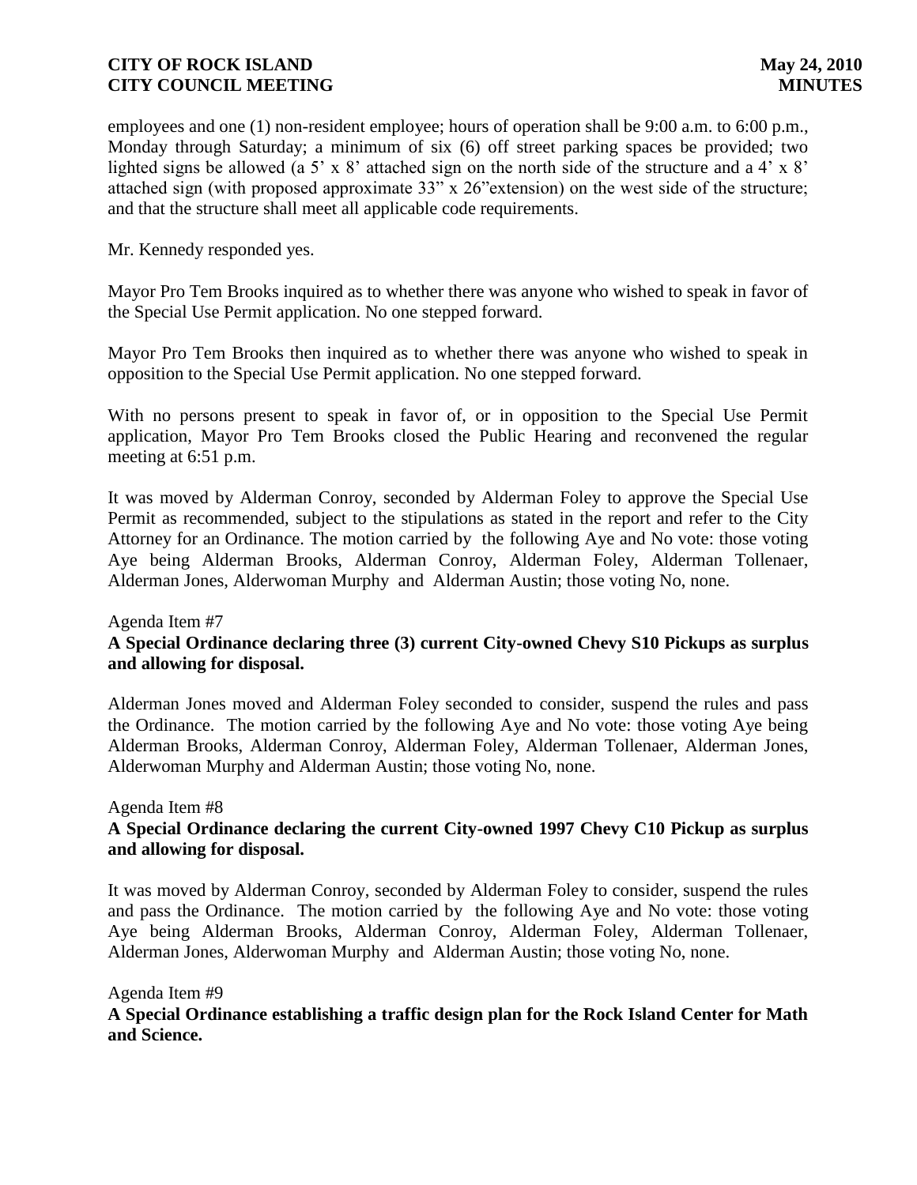employees and one (1) non-resident employee; hours of operation shall be 9:00 a.m. to 6:00 p.m., Monday through Saturday; a minimum of six (6) off street parking spaces be provided; two lighted signs be allowed (a 5' x 8' attached sign on the north side of the structure and a 4' x 8' attached sign (with proposed approximate 33" x 26"extension) on the west side of the structure; and that the structure shall meet all applicable code requirements.

Mr. Kennedy responded yes.

Mayor Pro Tem Brooks inquired as to whether there was anyone who wished to speak in favor of the Special Use Permit application. No one stepped forward.

Mayor Pro Tem Brooks then inquired as to whether there was anyone who wished to speak in opposition to the Special Use Permit application. No one stepped forward.

With no persons present to speak in favor of, or in opposition to the Special Use Permit application, Mayor Pro Tem Brooks closed the Public Hearing and reconvened the regular meeting at 6:51 p.m.

It was moved by Alderman Conroy, seconded by Alderman Foley to approve the Special Use Permit as recommended, subject to the stipulations as stated in the report and refer to the City Attorney for an Ordinance. The motion carried by the following Aye and No vote: those voting Aye being Alderman Brooks, Alderman Conroy, Alderman Foley, Alderman Tollenaer, Alderman Jones, Alderwoman Murphy and Alderman Austin; those voting No, none.

Agenda Item #7

**A Special Ordinance declaring three (3) current City-owned Chevy S10 Pickups as surplus and allowing for disposal.**

Alderman Jones moved and Alderman Foley seconded to consider, suspend the rules and pass the Ordinance. The motion carried by the following Aye and No vote: those voting Aye being Alderman Brooks, Alderman Conroy, Alderman Foley, Alderman Tollenaer, Alderman Jones, Alderwoman Murphy and Alderman Austin; those voting No, none.

Agenda Item #8

**A Special Ordinance declaring the current City-owned 1997 Chevy C10 Pickup as surplus and allowing for disposal.**

It was moved by Alderman Conroy, seconded by Alderman Foley to consider, suspend the rules and pass the Ordinance. The motion carried by the following Aye and No vote: those voting Aye being Alderman Brooks, Alderman Conroy, Alderman Foley, Alderman Tollenaer, Alderman Jones, Alderwoman Murphy and Alderman Austin; those voting No, none.

Agenda Item #9

**A Special Ordinance establishing a traffic design plan for the Rock Island Center for Math and Science.**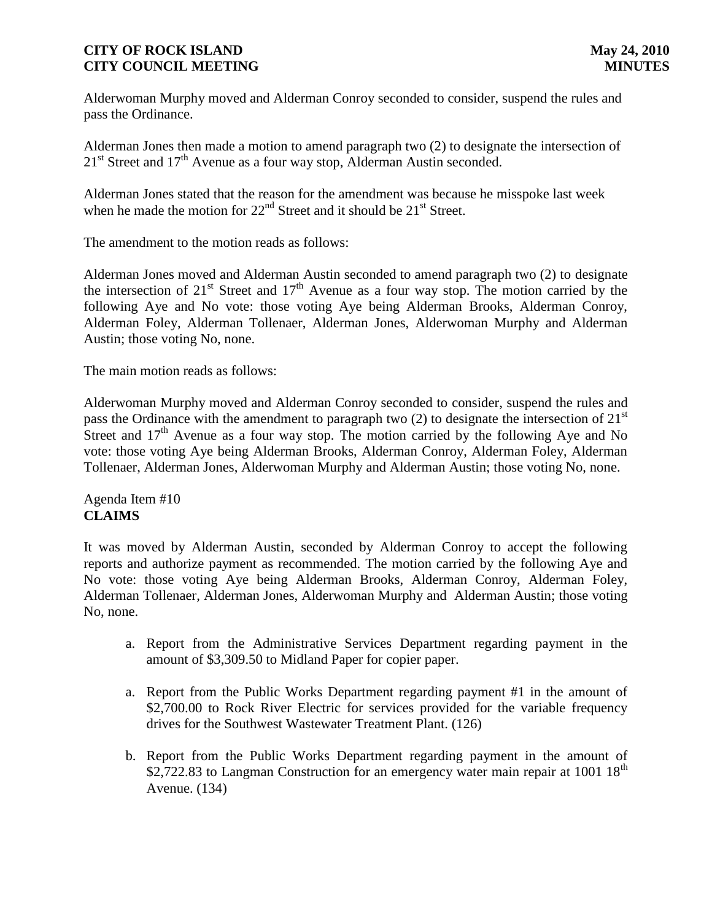Alderwoman Murphy moved and Alderman Conroy seconded to consider, suspend the rules and pass the Ordinance.

Alderman Jones then made a motion to amend paragraph two (2) to designate the intersection of 21st Street and 17th Avenue as a four way stop, Alderman Austin seconded.

Alderman Jones stated that the reason for the amendment was because he misspoke last week when he made the motion for 22nd Street and it should be 21st Street.

The amendment to the motion reads as follows:

Alderman Jones moved and Alderman Austin seconded to amend paragraph two (2) to designate the intersection of 21st Street and 17th Avenue as a four way stop. The motion carried by the following Aye and No vote: those voting Aye being Alderman Brooks, Alderman Conroy, Alderman Foley, Alderman Tollenaer, Alderman Jones, Alderwoman Murphy and Alderman Austin; those voting No, none.

The main motion reads as follows:

Alderwoman Murphy moved and Alderman Conroy seconded to consider, suspend the rules and pass the Ordinance with the amendment to paragraph two (2) to designate the intersection of 21st Street and 17th Avenue as a four way stop. The motion carried by the following Aye and No vote: those voting Aye being Alderman Brooks, Alderman Conroy, Alderman Foley, Alderman Tollenaer, Alderman Jones, Alderwoman Murphy and Alderman Austin; those voting No, none.

Agenda Item #10
**CLAIMS**

It was moved by Alderman Austin, seconded by Alderman Conroy to accept the following reports and authorize payment as recommended. The motion carried by the following Aye and No vote: those voting Aye being Alderman Brooks, Alderman Conroy, Alderman Foley, Alderman Tollenaer, Alderman Jones, Alderwoman Murphy and Alderman Austin; those voting No, none.

a. Report from the Administrative Services Department regarding payment in the amount of $3,309.50 to Midland Paper for copier paper.

a. Report from the Public Works Department regarding payment #1 in the amount of $2,700.00 to Rock River Electric for services provided for the variable frequency drives for the Southwest Wastewater Treatment Plant. (126)

b. Report from the Public Works Department regarding payment in the amount of $2,722.83 to Langman Construction for an emergency water main repair at 1001 18th Avenue. (134)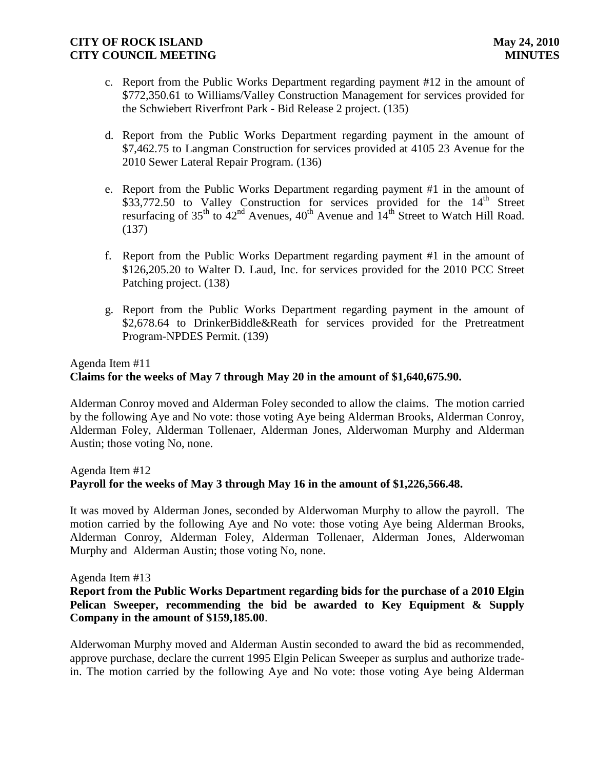c. Report from the Public Works Department regarding payment #12 in the amount of $772,350.61 to Williams/Valley Construction Management for services provided for the Schwiebert Riverfront Park - Bid Release 2 project. (135)

d. Report from the Public Works Department regarding payment in the amount of $7,462.75 to Langman Construction for services provided at 4105 23 Avenue for the 2010 Sewer Lateral Repair Program. (136)

e. Report from the Public Works Department regarding payment #1 in the amount of $33,772.50 to Valley Construction for services provided for the 14th Street resurfacing of 35th to 42nd Avenues, 40th Avenue and 14th Street to Watch Hill Road. (137)

f. Report from the Public Works Department regarding payment #1 in the amount of $126,205.20 to Walter D. Laud, Inc. for services provided for the 2010 PCC Street Patching project. (138)

g. Report from the Public Works Department regarding payment in the amount of $2,678.64 to DrinkerBiddle&Reath for services provided for the Pretreatment Program-NPDES Permit. (139)

Agenda Item #11
**Claims for the weeks of May 7 through May 20 in the amount of $1,640,675.90.**

Alderman Conroy moved and Alderman Foley seconded to allow the claims. The motion carried by the following Aye and No vote: those voting Aye being Alderman Brooks, Alderman Conroy, Alderman Foley, Alderman Tollenaer, Alderman Jones, Alderwoman Murphy and Alderman Austin; those voting No, none.

Agenda Item #12
**Payroll for the weeks of May 3 through May 16 in the amount of $1,226,566.48.**

It was moved by Alderman Jones, seconded by Alderwoman Murphy to allow the payroll. The motion carried by the following Aye and No vote: those voting Aye being Alderman Brooks, Alderman Conroy, Alderman Foley, Alderman Tollenaer, Alderman Jones, Alderwoman Murphy and Alderman Austin; those voting No, none.

Agenda Item #13
**Report from the Public Works Department regarding bids for the purchase of a 2010 Elgin Pelican Sweeper, recommending the bid be awarded to Key Equipment & Supply Company in the amount of $159,185.00**.

Alderwoman Murphy moved and Alderman Austin seconded to award the bid as recommended, approve purchase, declare the current 1995 Elgin Pelican Sweeper as surplus and authorize trade-in. The motion carried by the following Aye and No vote: those voting Aye being Alderman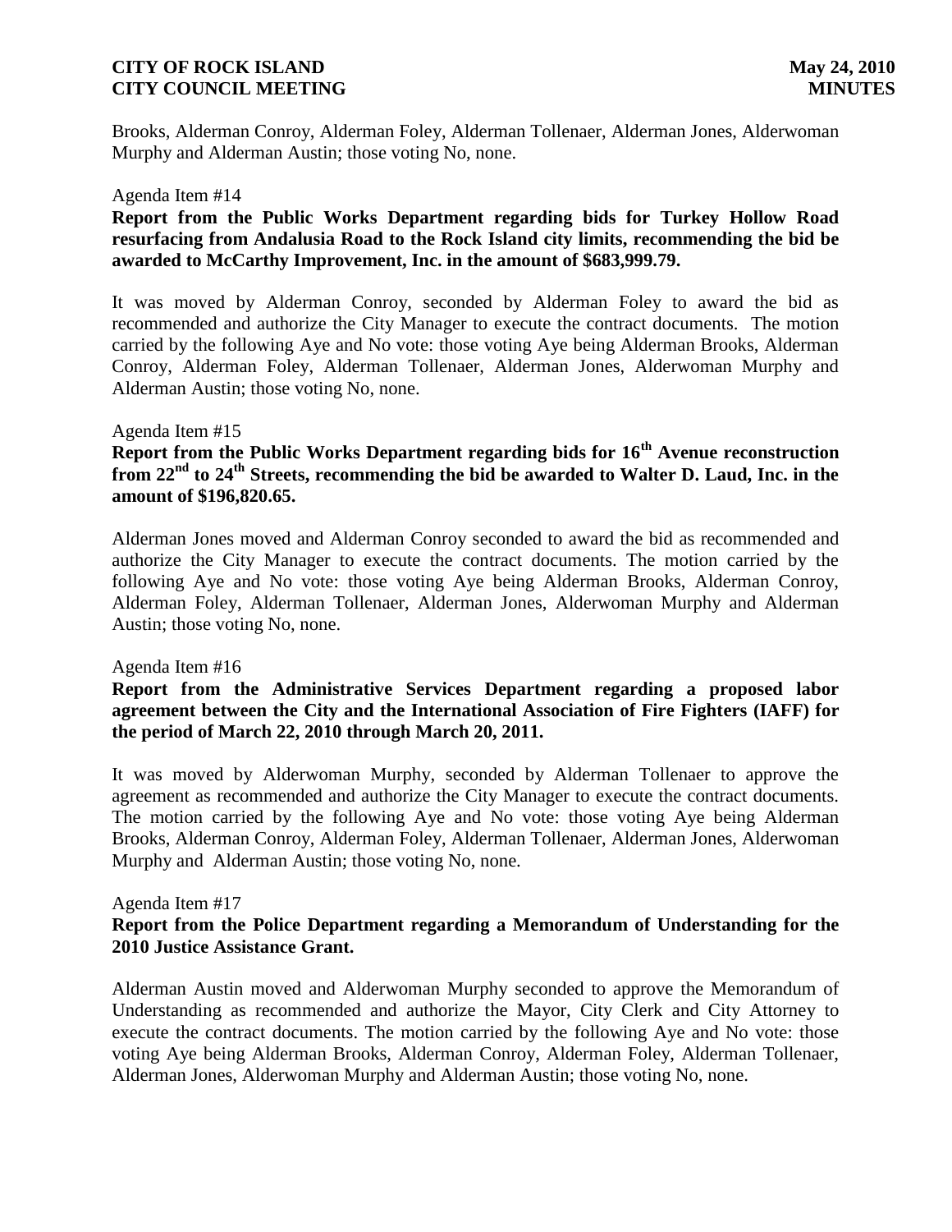Brooks, Alderman Conroy, Alderman Foley, Alderman Tollenaer, Alderman Jones, Alderwoman Murphy and Alderman Austin; those voting No, none.

Agenda Item #14

**Report from the Public Works Department regarding bids for Turkey Hollow Road resurfacing from Andalusia Road to the Rock Island city limits, recommending the bid be awarded to McCarthy Improvement, Inc. in the amount of $683,999.79.**

It was moved by Alderman Conroy, seconded by Alderman Foley to award the bid as recommended and authorize the City Manager to execute the contract documents. The motion carried by the following Aye and No vote: those voting Aye being Alderman Brooks, Alderman Conroy, Alderman Foley, Alderman Tollenaer, Alderman Jones, Alderwoman Murphy and Alderman Austin; those voting No, none.

Agenda Item #15

**Report from the Public Works Department regarding bids for 16th Avenue reconstruction from 22nd to 24th Streets, recommending the bid be awarded to Walter D. Laud, Inc. in the amount of $196,820.65.**

Alderman Jones moved and Alderman Conroy seconded to award the bid as recommended and authorize the City Manager to execute the contract documents. The motion carried by the following Aye and No vote: those voting Aye being Alderman Brooks, Alderman Conroy, Alderman Foley, Alderman Tollenaer, Alderman Jones, Alderwoman Murphy and Alderman Austin; those voting No, none.

Agenda Item #16

**Report from the Administrative Services Department regarding a proposed labor agreement between the City and the International Association of Fire Fighters (IAFF) for the period of March 22, 2010 through March 20, 2011.**

It was moved by Alderwoman Murphy, seconded by Alderman Tollenaer to approve the agreement as recommended and authorize the City Manager to execute the contract documents. The motion carried by the following Aye and No vote: those voting Aye being Alderman Brooks, Alderman Conroy, Alderman Foley, Alderman Tollenaer, Alderman Jones, Alderwoman Murphy and Alderman Austin; those voting No, none.

Agenda Item #17

**Report from the Police Department regarding a Memorandum of Understanding for the 2010 Justice Assistance Grant.**

Alderman Austin moved and Alderwoman Murphy seconded to approve the Memorandum of Understanding as recommended and authorize the Mayor, City Clerk and City Attorney to execute the contract documents. The motion carried by the following Aye and No vote: those voting Aye being Alderman Brooks, Alderman Conroy, Alderman Foley, Alderman Tollenaer, Alderman Jones, Alderwoman Murphy and Alderman Austin; those voting No, none.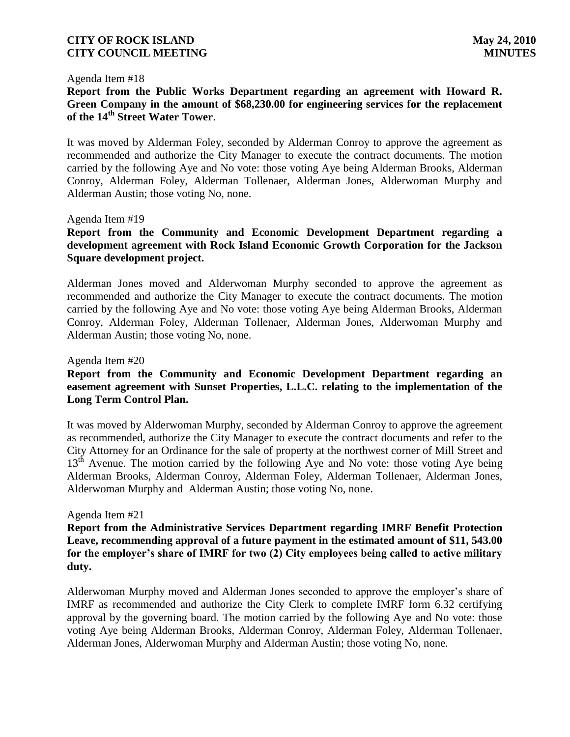Agenda Item #18

**Report from the Public Works Department regarding an agreement with Howard R. Green Company in the amount of $68,230.00 for engineering services for the replacement of the 14th Street Water Tower**.

It was moved by Alderman Foley, seconded by Alderman Conroy to approve the agreement as recommended and authorize the City Manager to execute the contract documents. The motion carried by the following Aye and No vote: those voting Aye being Alderman Brooks, Alderman Conroy, Alderman Foley, Alderman Tollenaer, Alderman Jones, Alderwoman Murphy and Alderman Austin; those voting No, none.

Agenda Item #19

**Report from the Community and Economic Development Department regarding a development agreement with Rock Island Economic Growth Corporation for the Jackson Square development project.**

Alderman Jones moved and Alderwoman Murphy seconded to approve the agreement as recommended and authorize the City Manager to execute the contract documents. The motion carried by the following Aye and No vote: those voting Aye being Alderman Brooks, Alderman Conroy, Alderman Foley, Alderman Tollenaer, Alderman Jones, Alderwoman Murphy and Alderman Austin; those voting No, none.

Agenda Item #20

**Report from the Community and Economic Development Department regarding an easement agreement with Sunset Properties, L.L.C. relating to the implementation of the Long Term Control Plan.**

It was moved by Alderwoman Murphy, seconded by Alderman Conroy to approve the agreement as recommended, authorize the City Manager to execute the contract documents and refer to the City Attorney for an Ordinance for the sale of property at the northwest corner of Mill Street and 13th Avenue. The motion carried by the following Aye and No vote: those voting Aye being Alderman Brooks, Alderman Conroy, Alderman Foley, Alderman Tollenaer, Alderman Jones, Alderwoman Murphy and Alderman Austin; those voting No, none.

Agenda Item #21

**Report from the Administrative Services Department regarding IMRF Benefit Protection Leave, recommending approval of a future payment in the estimated amount of $11, 543.00 for the employer's share of IMRF for two (2) City employees being called to active military duty.**

Alderwoman Murphy moved and Alderman Jones seconded to approve the employer's share of IMRF as recommended and authorize the City Clerk to complete IMRF form 6.32 certifying approval by the governing board. The motion carried by the following Aye and No vote: those voting Aye being Alderman Brooks, Alderman Conroy, Alderman Foley, Alderman Tollenaer, Alderman Jones, Alderwoman Murphy and Alderman Austin; those voting No, none.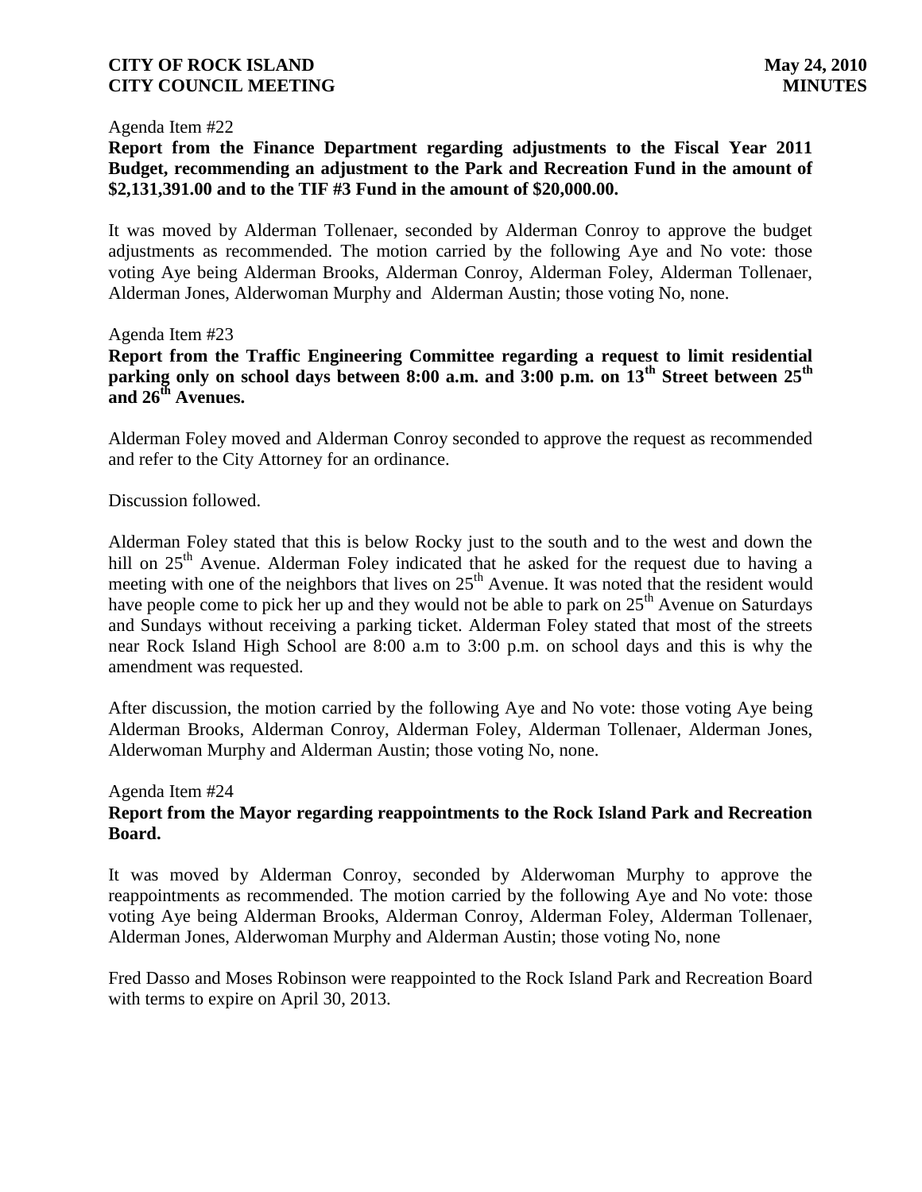Agenda Item #22

**Report from the Finance Department regarding adjustments to the Fiscal Year 2011 Budget, recommending an adjustment to the Park and Recreation Fund in the amount of \$2,131,391.00 and to the TIF #3 Fund in the amount of \$20,000.00.**

It was moved by Alderman Tollenaer, seconded by Alderman Conroy to approve the budget adjustments as recommended. The motion carried by the following Aye and No vote: those voting Aye being Alderman Brooks, Alderman Conroy, Alderman Foley, Alderman Tollenaer, Alderman Jones, Alderwoman Murphy and Alderman Austin; those voting No, none.

Agenda Item #23

**Report from the Traffic Engineering Committee regarding a request to limit residential parking only on school days between 8:00 a.m. and 3:00 p.m. on 13th Street between 25th and 26th Avenues.**

Alderman Foley moved and Alderman Conroy seconded to approve the request as recommended and refer to the City Attorney for an ordinance.

Discussion followed.

Alderman Foley stated that this is below Rocky just to the south and to the west and down the hill on 25th Avenue. Alderman Foley indicated that he asked for the request due to having a meeting with one of the neighbors that lives on 25th Avenue. It was noted that the resident would have people come to pick her up and they would not be able to park on 25th Avenue on Saturdays and Sundays without receiving a parking ticket. Alderman Foley stated that most of the streets near Rock Island High School are 8:00 a.m to 3:00 p.m. on school days and this is why the amendment was requested.

After discussion, the motion carried by the following Aye and No vote: those voting Aye being Alderman Brooks, Alderman Conroy, Alderman Foley, Alderman Tollenaer, Alderman Jones, Alderwoman Murphy and Alderman Austin; those voting No, none.

Agenda Item #24

**Report from the Mayor regarding reappointments to the Rock Island Park and Recreation Board.**

It was moved by Alderman Conroy, seconded by Alderwoman Murphy to approve the reappointments as recommended. The motion carried by the following Aye and No vote: those voting Aye being Alderman Brooks, Alderman Conroy, Alderman Foley, Alderman Tollenaer, Alderman Jones, Alderwoman Murphy and Alderman Austin; those voting No, none

Fred Dasso and Moses Robinson were reappointed to the Rock Island Park and Recreation Board with terms to expire on April 30, 2013.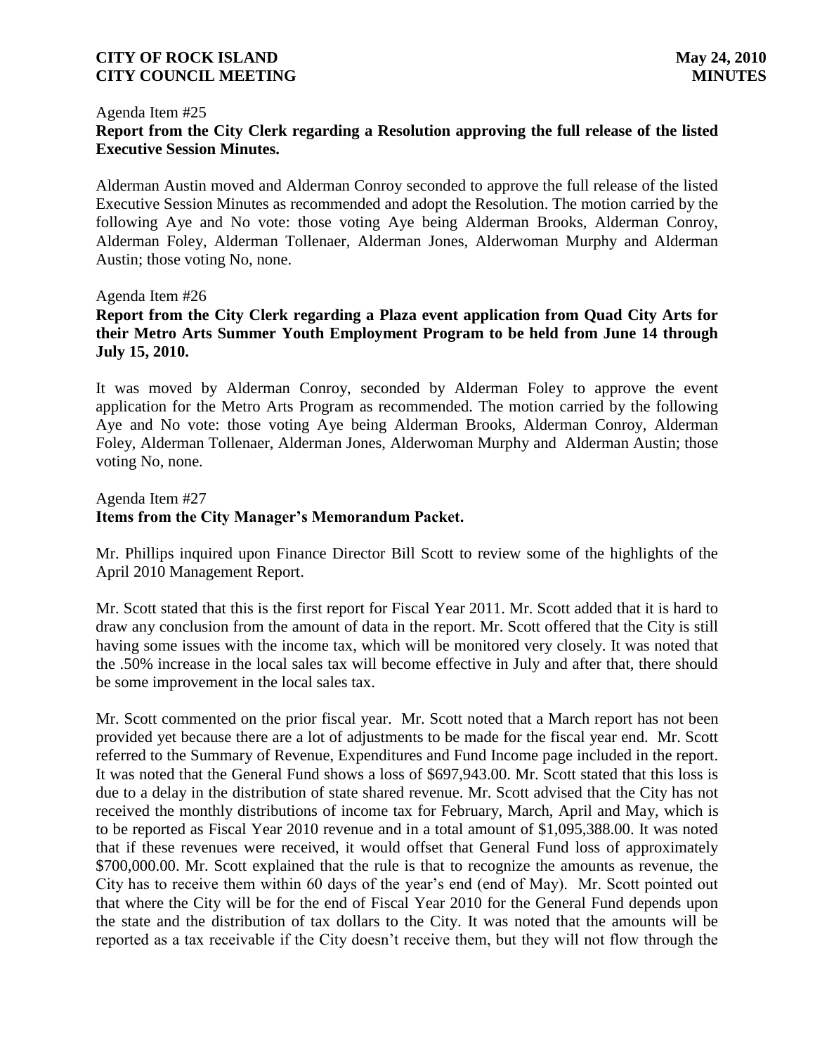Agenda Item #25

**Report from the City Clerk regarding a Resolution approving the full release of the listed Executive Session Minutes.**

Alderman Austin moved and Alderman Conroy seconded to approve the full release of the listed Executive Session Minutes as recommended and adopt the Resolution. The motion carried by the following Aye and No vote: those voting Aye being Alderman Brooks, Alderman Conroy, Alderman Foley, Alderman Tollenaer, Alderman Jones, Alderwoman Murphy and Alderman Austin; those voting No, none.

Agenda Item #26

**Report from the City Clerk regarding a Plaza event application from Quad City Arts for their Metro Arts Summer Youth Employment Program to be held from June 14 through July 15, 2010.**

It was moved by Alderman Conroy, seconded by Alderman Foley to approve the event application for the Metro Arts Program as recommended. The motion carried by the following Aye and No vote: those voting Aye being Alderman Brooks, Alderman Conroy, Alderman Foley, Alderman Tollenaer, Alderman Jones, Alderwoman Murphy and Alderman Austin; those voting No, none.

Agenda Item #27

**Items from the City Manager's Memorandum Packet.**

Mr. Phillips inquired upon Finance Director Bill Scott to review some of the highlights of the April 2010 Management Report.

Mr. Scott stated that this is the first report for Fiscal Year 2011. Mr. Scott added that it is hard to draw any conclusion from the amount of data in the report. Mr. Scott offered that the City is still having some issues with the income tax, which will be monitored very closely. It was noted that the .50% increase in the local sales tax will become effective in July and after that, there should be some improvement in the local sales tax.

Mr. Scott commented on the prior fiscal year. Mr. Scott noted that a March report has not been provided yet because there are a lot of adjustments to be made for the fiscal year end. Mr. Scott referred to the Summary of Revenue, Expenditures and Fund Income page included in the report. It was noted that the General Fund shows a loss of $697,943.00. Mr. Scott stated that this loss is due to a delay in the distribution of state shared revenue. Mr. Scott advised that the City has not received the monthly distributions of income tax for February, March, April and May, which is to be reported as Fiscal Year 2010 revenue and in a total amount of $1,095,388.00. It was noted that if these revenues were received, it would offset that General Fund loss of approximately $700,000.00. Mr. Scott explained that the rule is that to recognize the amounts as revenue, the City has to receive them within 60 days of the year's end (end of May). Mr. Scott pointed out that where the City will be for the end of Fiscal Year 2010 for the General Fund depends upon the state and the distribution of tax dollars to the City. It was noted that the amounts will be reported as a tax receivable if the City doesn't receive them, but they will not flow through the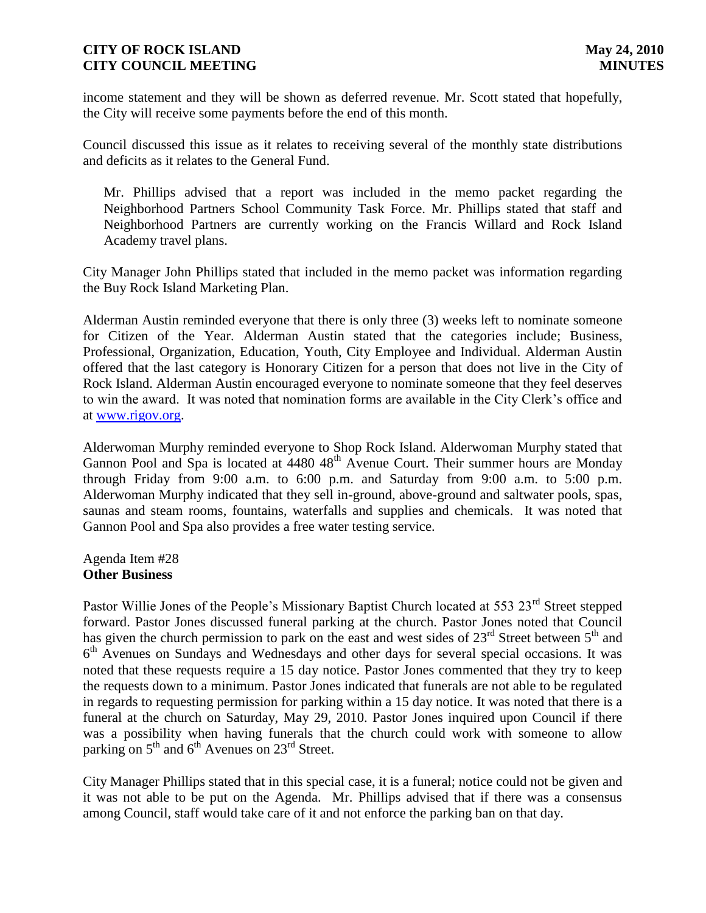income statement and they will be shown as deferred revenue. Mr. Scott stated that hopefully, the City will receive some payments before the end of this month.

Council discussed this issue as it relates to receiving several of the monthly state distributions and deficits as it relates to the General Fund.

Mr. Phillips advised that a report was included in the memo packet regarding the Neighborhood Partners School Community Task Force. Mr. Phillips stated that staff and Neighborhood Partners are currently working on the Francis Willard and Rock Island Academy travel plans.

City Manager John Phillips stated that included in the memo packet was information regarding the Buy Rock Island Marketing Plan.

Alderman Austin reminded everyone that there is only three (3) weeks left to nominate someone for Citizen of the Year. Alderman Austin stated that the categories include; Business, Professional, Organization, Education, Youth, City Employee and Individual. Alderman Austin offered that the last category is Honorary Citizen for a person that does not live in the City of Rock Island. Alderman Austin encouraged everyone to nominate someone that they feel deserves to win the award. It was noted that nomination forms are available in the City Clerk's office and at www.rigov.org.

Alderwoman Murphy reminded everyone to Shop Rock Island. Alderwoman Murphy stated that Gannon Pool and Spa is located at 4480 48th Avenue Court. Their summer hours are Monday through Friday from 9:00 a.m. to 6:00 p.m. and Saturday from 9:00 a.m. to 5:00 p.m. Alderwoman Murphy indicated that they sell in-ground, above-ground and saltwater pools, spas, saunas and steam rooms, fountains, waterfalls and supplies and chemicals. It was noted that Gannon Pool and Spa also provides a free water testing service.

Agenda Item #28
**Other Business**

Pastor Willie Jones of the People's Missionary Baptist Church located at 553 23rd Street stepped forward. Pastor Jones discussed funeral parking at the church. Pastor Jones noted that Council has given the church permission to park on the east and west sides of 23rd Street between 5th and 6th Avenues on Sundays and Wednesdays and other days for several special occasions. It was noted that these requests require a 15 day notice. Pastor Jones commented that they try to keep the requests down to a minimum. Pastor Jones indicated that funerals are not able to be regulated in regards to requesting permission for parking within a 15 day notice. It was noted that there is a funeral at the church on Saturday, May 29, 2010. Pastor Jones inquired upon Council if there was a possibility when having funerals that the church could work with someone to allow parking on 5th and 6th Avenues on 23rd Street.

City Manager Phillips stated that in this special case, it is a funeral; notice could not be given and it was not able to be put on the Agenda. Mr. Phillips advised that if there was a consensus among Council, staff would take care of it and not enforce the parking ban on that day.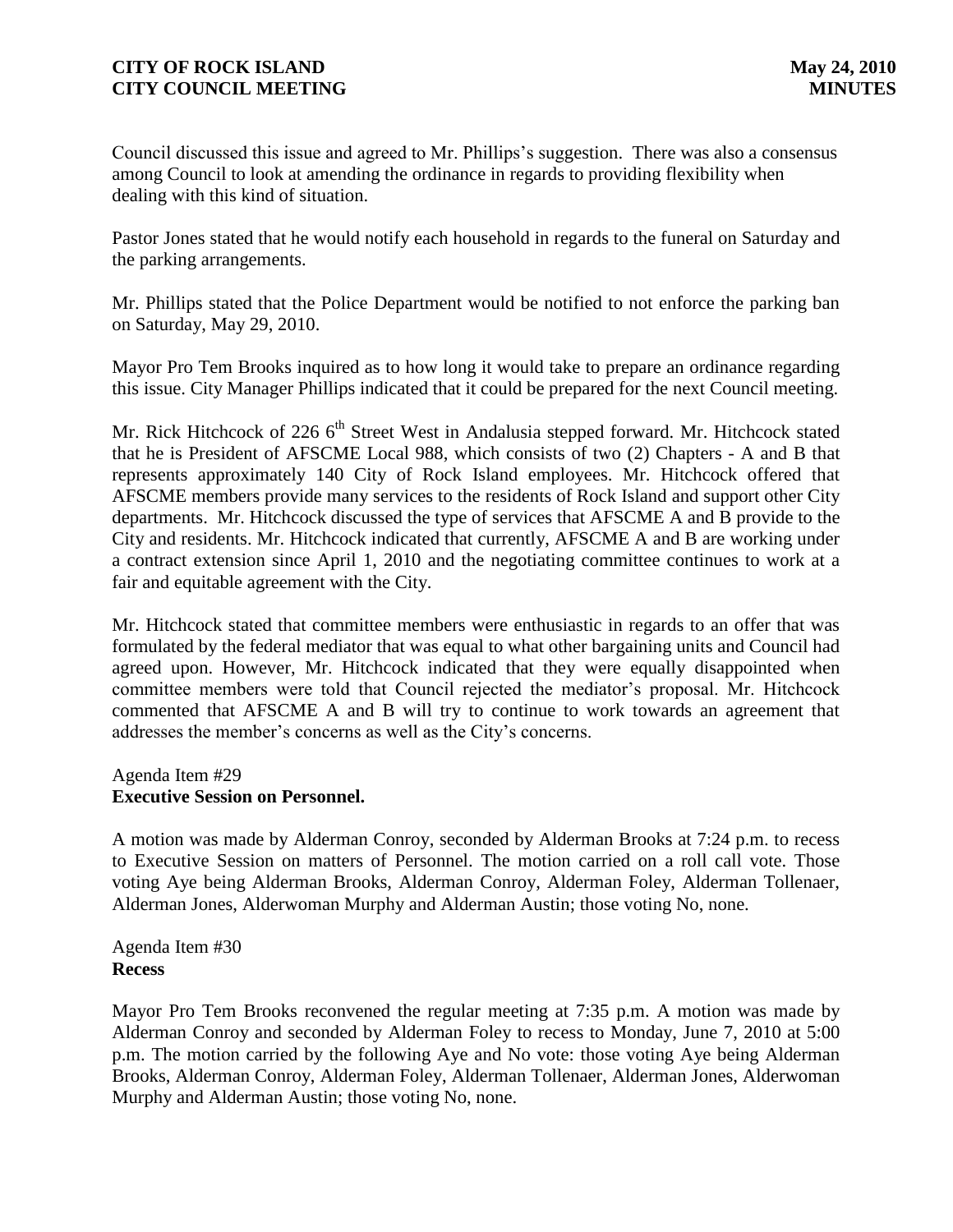Council discussed this issue and agreed to Mr. Phillips's suggestion. There was also a consensus among Council to look at amending the ordinance in regards to providing flexibility when dealing with this kind of situation.

Pastor Jones stated that he would notify each household in regards to the funeral on Saturday and the parking arrangements.

Mr. Phillips stated that the Police Department would be notified to not enforce the parking ban on Saturday, May 29, 2010.

Mayor Pro Tem Brooks inquired as to how long it would take to prepare an ordinance regarding this issue. City Manager Phillips indicated that it could be prepared for the next Council meeting.

Mr. Rick Hitchcock of 226 6th Street West in Andalusia stepped forward. Mr. Hitchcock stated that he is President of AFSCME Local 988, which consists of two (2) Chapters - A and B that represents approximately 140 City of Rock Island employees. Mr. Hitchcock offered that AFSCME members provide many services to the residents of Rock Island and support other City departments. Mr. Hitchcock discussed the type of services that AFSCME A and B provide to the City and residents. Mr. Hitchcock indicated that currently, AFSCME A and B are working under a contract extension since April 1, 2010 and the negotiating committee continues to work at a fair and equitable agreement with the City.

Mr. Hitchcock stated that committee members were enthusiastic in regards to an offer that was formulated by the federal mediator that was equal to what other bargaining units and Council had agreed upon. However, Mr. Hitchcock indicated that they were equally disappointed when committee members were told that Council rejected the mediator's proposal. Mr. Hitchcock commented that AFSCME A and B will try to continue to work towards an agreement that addresses the member's concerns as well as the City's concerns.

Agenda Item #29
**Executive Session on Personnel.**

A motion was made by Alderman Conroy, seconded by Alderman Brooks at 7:24 p.m. to recess to Executive Session on matters of Personnel. The motion carried on a roll call vote. Those voting Aye being Alderman Brooks, Alderman Conroy, Alderman Foley, Alderman Tollenaer, Alderman Jones, Alderwoman Murphy and Alderman Austin; those voting No, none.

Agenda Item #30
**Recess**

Mayor Pro Tem Brooks reconvened the regular meeting at 7:35 p.m. A motion was made by Alderman Conroy and seconded by Alderman Foley to recess to Monday, June 7, 2010 at 5:00 p.m. The motion carried by the following Aye and No vote: those voting Aye being Alderman Brooks, Alderman Conroy, Alderman Foley, Alderman Tollenaer, Alderman Jones, Alderwoman Murphy and Alderman Austin; those voting No, none.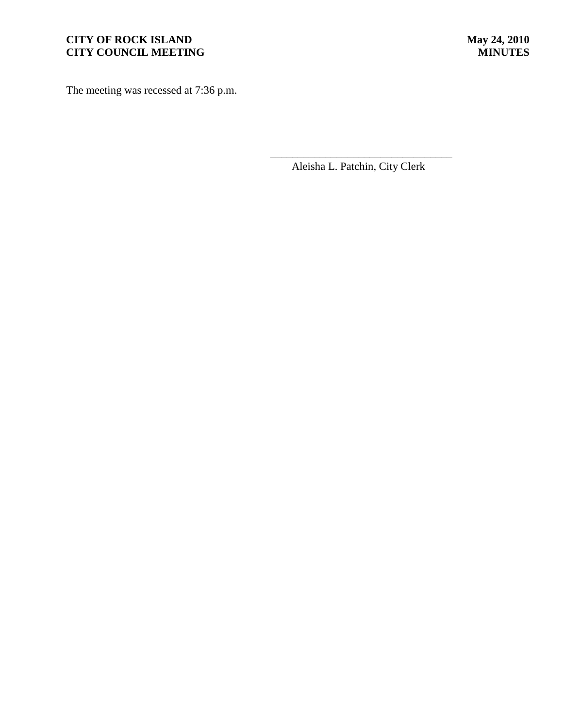The meeting was recessed at 7:36 p.m.

\_\_\_\_\_\_\_\_\_\_\_\_\_\_\_\_\_\_\_\_\_\_\_\_\_\_\_\_\_\_\_\_\_\_

Aleisha L. Patchin, City Clerk